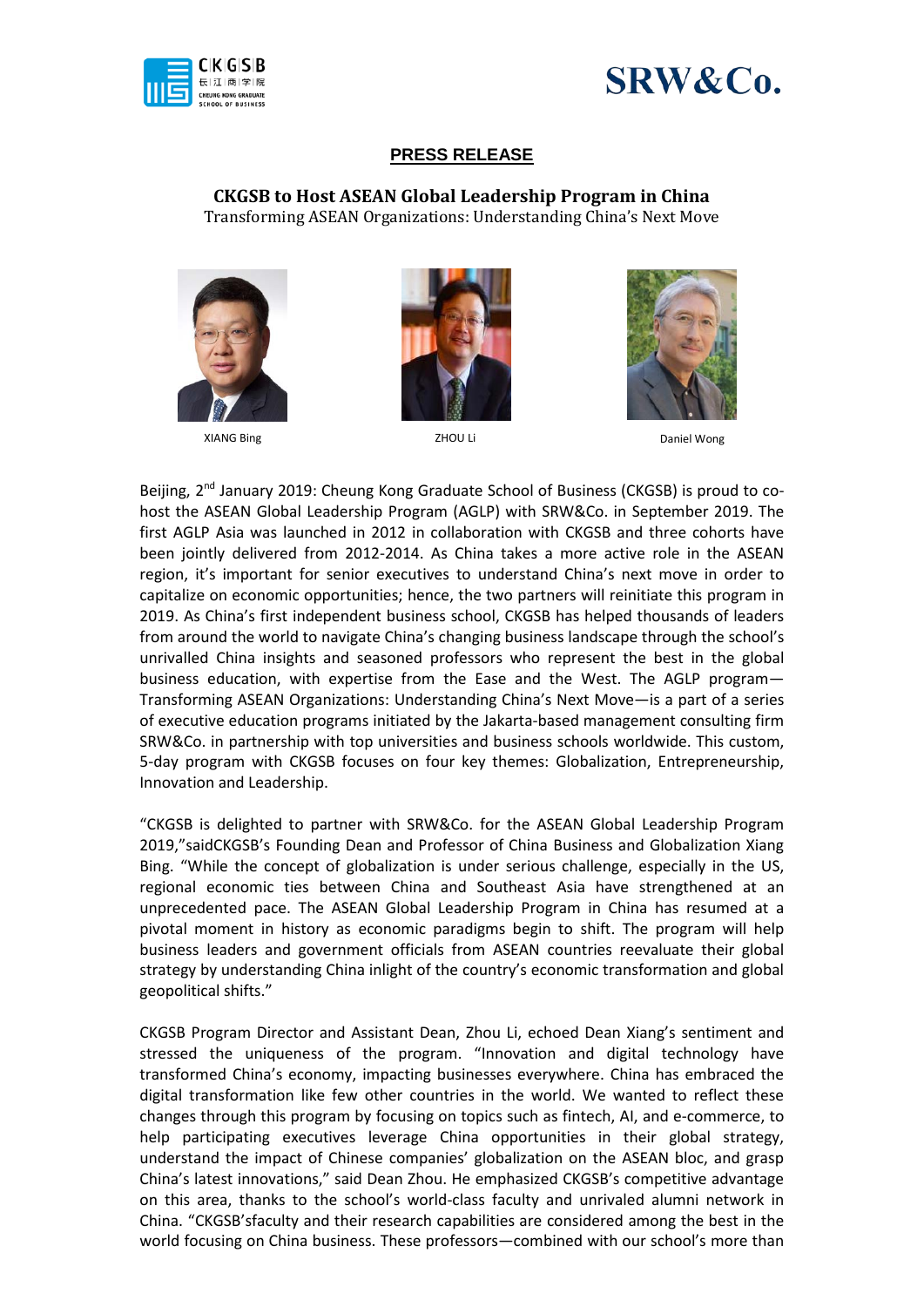**PRESS RELEASE**

# CKGSB to Host ASEAN Global Leadership Program in China

Transforming ASEAN Organizations: Understanding China's Next Move

XIANG Bing

ZHOU Li

Daniel Wong

Beijing, 2nd January 2019: Cheung Kong Graduate School of Business (CKGSB) is proud to co-host the ASEAN Global Leadership Program (AGLP) with SRW&Co. in September 2019. The first AGLP Asia was launched in 2012 in collaboration with CKGSB and three cohorts have been jointly delivered from 2012-2014. As China takes a more active role in the ASEAN region, it's important for senior executives to understand China's next move in order to capitalize on economic opportunities; hence, the two partners will reinitiate this program in 2019. As China's first independent business school, CKGSB has helped thousands of leaders from around the world to navigate China's changing business landscape through the school's unrivalled China insights and seasoned professors who represent the best in the global business education, with expertise from the Ease and the West. The AGLP program—Transforming ASEAN Organizations: Understanding China's Next Move—is a part of a series of executive education programs initiated by the Jakarta-based management consulting firm SRW&Co. in partnership with top universities and business schools worldwide. This custom, 5-day program with CKGSB focuses on four key themes: Globalization, Entrepreneurship, Innovation and Leadership.

"CKGSB is delighted to partner with SRW&Co. for the ASEAN Global Leadership Program 2019,"saidCKGSB's Founding Dean and Professor of China Business and Globalization Xiang Bing. "While the concept of globalization is under serious challenge, especially in the US, regional economic ties between China and Southeast Asia have strengthened at an unprecedented pace. The ASEAN Global Leadership Program in China has resumed at a pivotal moment in history as economic paradigms begin to shift. The program will help business leaders and government officials from ASEAN countries reevaluate their global strategy by understanding China inlight of the country's economic transformation and global geopolitical shifts."

CKGSB Program Director and Assistant Dean, Zhou Li, echoed Dean Xiang's sentiment and stressed the uniqueness of the program. "Innovation and digital technology have transformed China's economy, impacting businesses everywhere. China has embraced the digital transformation like few other countries in the world. We wanted to reflect these changes through this program by focusing on topics such as fintech, AI, and e-commerce, to help participating executives leverage China opportunities in their global strategy, understand the impact of Chinese companies' globalization on the ASEAN bloc, and grasp China's latest innovations," said Dean Zhou. He emphasized CKGSB's competitive advantage on this area, thanks to the school's world-class faculty and unrivaled alumni network in China. "CKGSB'sfaculty and their research capabilities are considered among the best in the world focusing on China business. These professors—combined with our school's more than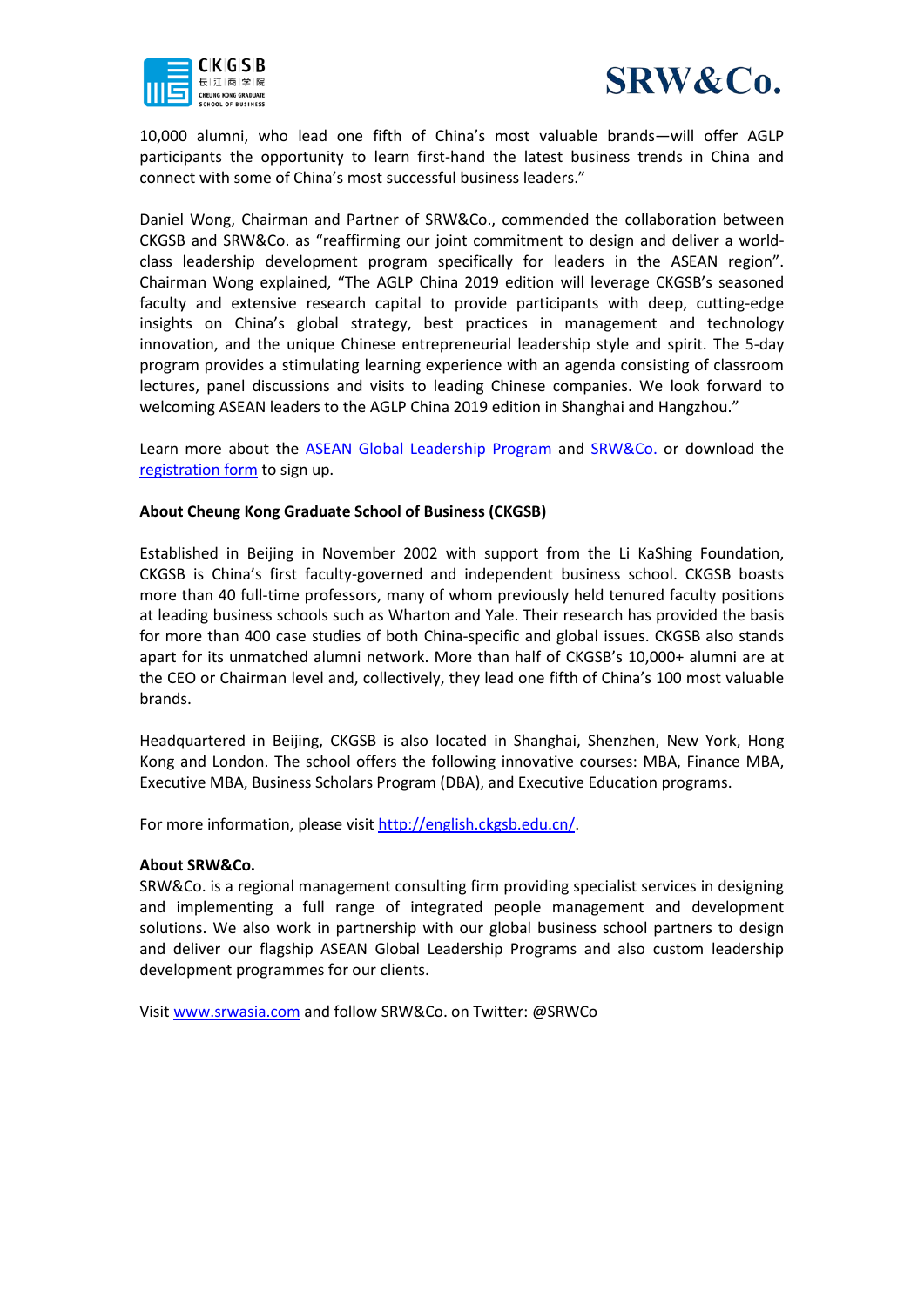10,000 alumni, who lead one fifth of China's most valuable brands—will offer AGLP participants the opportunity to learn first-hand the latest business trends in China and connect with some of China's most successful business leaders."

Daniel Wong, Chairman and Partner of SRW&Co., commended the collaboration between CKGSB and SRW&Co. as "reaffirming our joint commitment to design and deliver a world-class leadership development program specifically for leaders in the ASEAN region". Chairman Wong explained, "The AGLP China 2019 edition will leverage CKGSB's seasoned faculty and extensive research capital to provide participants with deep, cutting-edge insights on China's global strategy, best practices in management and technology innovation, and the unique Chinese entrepreneurial leadership style and spirit. The 5-day program provides a stimulating learning experience with an agenda consisting of classroom lectures, panel discussions and visits to leading Chinese companies. We look forward to welcoming ASEAN leaders to the AGLP China 2019 edition in Shanghai and Hangzhou."

Learn more about the ASEAN Global Leadership Program and SRW&Co. or download the registration form to sign up.

**About Cheung Kong Graduate School of Business (CKGSB)**

Established in Beijing in November 2002 with support from the Li KaShing Foundation, CKGSB is China's first faculty-governed and independent business school. CKGSB boasts more than 40 full-time professors, many of whom previously held tenured faculty positions at leading business schools such as Wharton and Yale. Their research has provided the basis for more than 400 case studies of both China-specific and global issues. CKGSB also stands apart for its unmatched alumni network. More than half of CKGSB's 10,000+ alumni are at the CEO or Chairman level and, collectively, they lead one fifth of China's 100 most valuable brands.

Headquartered in Beijing, CKGSB is also located in Shanghai, Shenzhen, New York, Hong Kong and London. The school offers the following innovative courses: MBA, Finance MBA, Executive MBA, Business Scholars Program (DBA), and Executive Education programs.

For more information, please visit http://english.ckgsb.edu.cn/.

**About SRW&Co.**

SRW&Co. is a regional management consulting firm providing specialist services in designing and implementing a full range of integrated people management and development solutions. We also work in partnership with our global business school partners to design and deliver our flagship ASEAN Global Leadership Programs and also custom leadership development programmes for our clients.

Visit www.srwasia.com and follow SRW&Co. on Twitter: @SRWCo